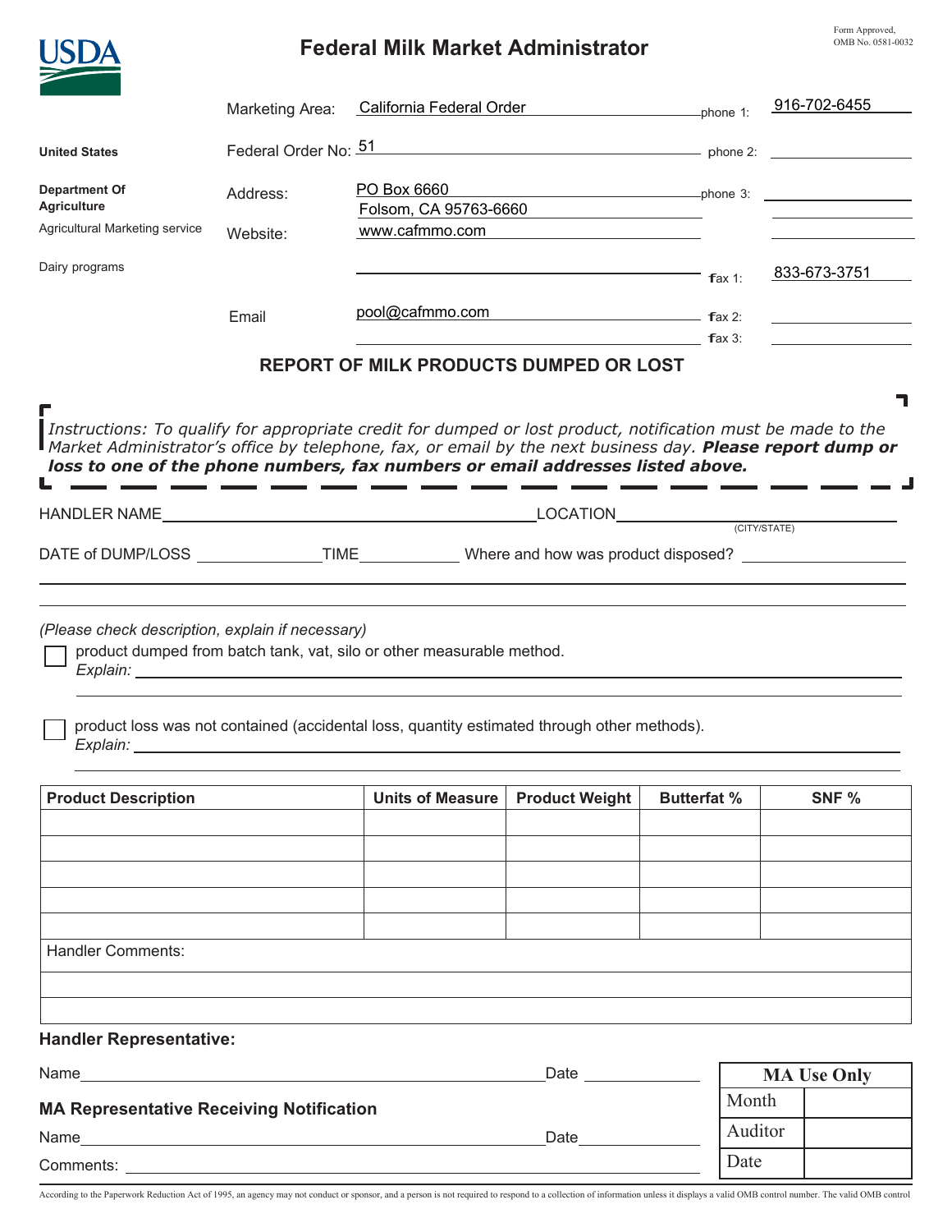Form Approved,
OMB No. 0581-0032

USDA

# Federal Milk Market Administrator

**United States**

**Department Of Agriculture**

Agricultural Marketing service

Dairy programs

Marketing Area: California Federal Order

Federal Order No: 51

Address: PO Box 6660
Folsom, CA 95763-6660

Website: www.cafmmo.com

Email: pool@cafmmo.com

phone 1: 916-702-6455

phone 2:

phone 3:

fax 1: 833-673-3751

fax 2:

fax 3:

## REPORT OF MILK PRODUCTS DUMPED OR LOST

*Instructions: To qualify for appropriate credit for dumped or lost product, notification must be made to the Market Administrator's office by telephone, fax, or email by the next business day.* ***Please report dump or loss to one of the phone numbers, fax numbers or email addresses listed above.***

HANDLER NAME ______________________ LOCATION ______________________ (CITY/STATE)

DATE of DUMP/LOSS ____________ TIME ____________ Where and how was product disposed? ______________________

*(Please check description, explain if necessary)*

☐ product dumped from batch tank, vat, silo or other measurable method.
*Explain:* ______________________

☐ product loss was not contained (accidental loss, quantity estimated through other methods).
*Explain:* ______________________

| Product Description | Units of Measure | Product Weight | Butterfat % | SNF % |
|---|---|---|---|---|
| | | | | |
| | | | | |
| | | | | |
| | | | | |
| | | | | |

Handler Comments:

**Handler Representative:**

Name ______________________ Date ____________

**MA Representative Receiving Notification**

Name ______________________ Date ____________

Comments: ______________________

| MA Use Only | |
|---|---|
| Month | |
| Auditor | |
| Date | |

According to the Paperwork Reduction Act of 1995, an agency may not conduct or sponsor, and a person is not required to respond to a collection of information unless it displays a valid OMB control number. The valid OMB control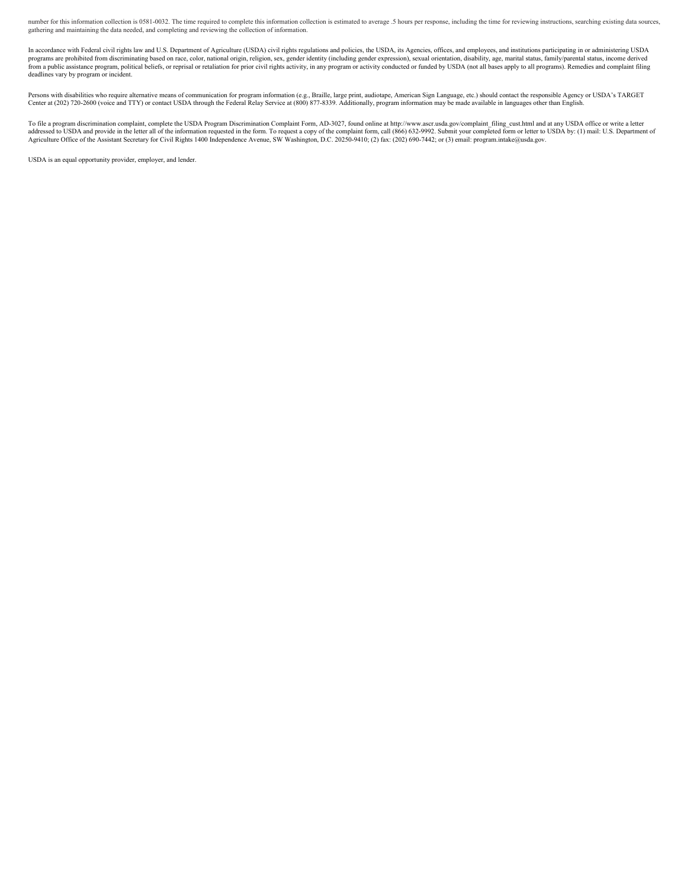number for this information collection is 0581-0032. The time required to complete this information collection is estimated to average .5 hours per response, including the time for reviewing instructions, searching existing data sources, gathering and maintaining the data needed, and completing and reviewing the collection of information.

In accordance with Federal civil rights law and U.S. Department of Agriculture (USDA) civil rights regulations and policies, the USDA, its Agencies, offices, and employees, and institutions participating in or administering USDA programs are prohibited from discriminating based on race, color, national origin, religion, sex, gender identity (including gender expression), sexual orientation, disability, age, marital status, family/parental status, income derived from a public assistance program, political beliefs, or reprisal or retaliation for prior civil rights activity, in any program or activity conducted or funded by USDA (not all bases apply to all programs). Remedies and complaint filing deadlines vary by program or incident.

Persons with disabilities who require alternative means of communication for program information (e.g., Braille, large print, audiotape, American Sign Language, etc.) should contact the responsible Agency or USDA's TARGET Center at (202) 720-2600 (voice and TTY) or contact USDA through the Federal Relay Service at (800) 877-8339. Additionally, program information may be made available in languages other than English.

To file a program discrimination complaint, complete the USDA Program Discrimination Complaint Form, AD-3027, found online at http://www.ascr.usda.gov/complaint_filing_cust.html and at any USDA office or write a letter addressed to USDA and provide in the letter all of the information requested in the form. To request a copy of the complaint form, call (866) 632-9992. Submit your completed form or letter to USDA by: (1) mail: U.S. Department of Agriculture Office of the Assistant Secretary for Civil Rights 1400 Independence Avenue, SW Washington, D.C. 20250-9410; (2) fax: (202) 690-7442; or (3) email: program.intake@usda.gov.

USDA is an equal opportunity provider, employer, and lender.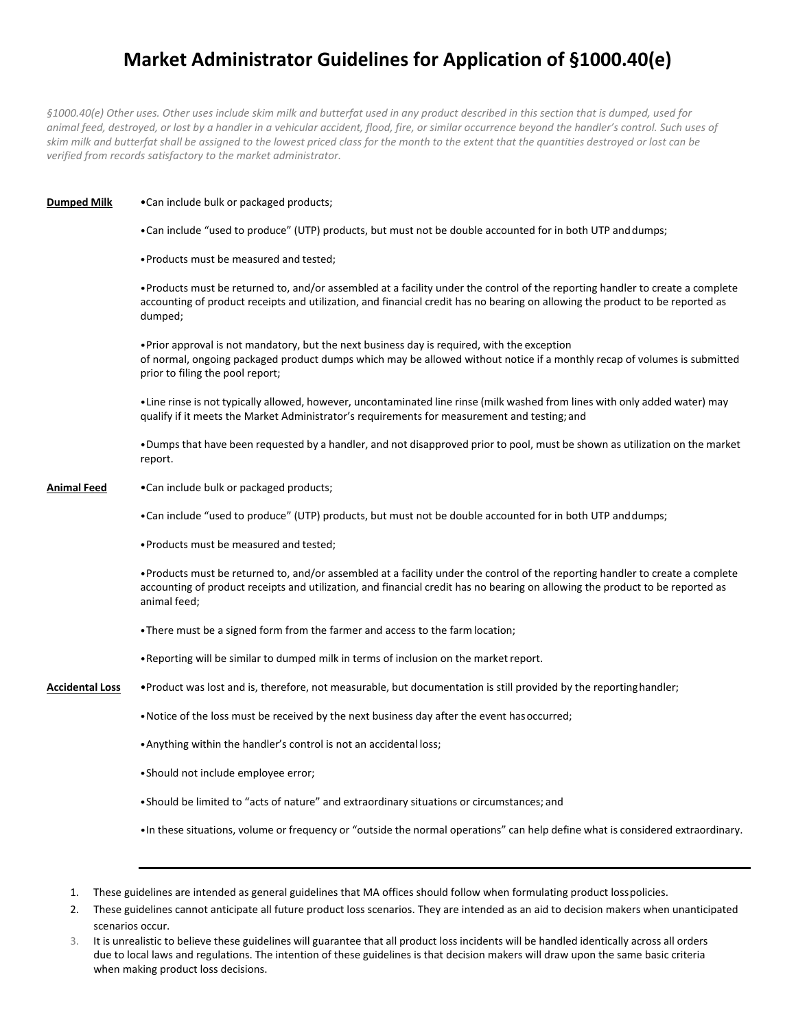# Market Administrator Guidelines for Application of §1000.40(e)

*§1000.40(e) Other uses. Other uses include skim milk and butterfat used in any product described in this section that is dumped, used for animal feed, destroyed, or lost by a handler in a vehicular accident, flood, fire, or similar occurrence beyond the handler's control. Such uses of skim milk and butterfat shall be assigned to the lowest priced class for the month to the extent that the quantities destroyed or lost can be verified from records satisfactory to the market administrator.*

**Dumped Milk**

- Can include bulk or packaged products;
- Can include "used to produce" (UTP) products, but must not be double accounted for in both UTP and dumps;
- Products must be measured and tested;
- Products must be returned to, and/or assembled at a facility under the control of the reporting handler to create a complete accounting of product receipts and utilization, and financial credit has no bearing on allowing the product to be reported as dumped;
- Prior approval is not mandatory, but the next business day is required, with the exception of normal, ongoing packaged product dumps which may be allowed without notice if a monthly recap of volumes is submitted prior to filing the pool report;
- Line rinse is not typically allowed, however, uncontaminated line rinse (milk washed from lines with only added water) may qualify if it meets the Market Administrator's requirements for measurement and testing; and
- Dumps that have been requested by a handler, and not disapproved prior to pool, must be shown as utilization on the market report.

**Animal Feed**

- Can include bulk or packaged products;
- Can include "used to produce" (UTP) products, but must not be double accounted for in both UTP and dumps;
- Products must be measured and tested;
- Products must be returned to, and/or assembled at a facility under the control of the reporting handler to create a complete accounting of product receipts and utilization, and financial credit has no bearing on allowing the product to be reported as animal feed;
- There must be a signed form from the farmer and access to the farm location;
- Reporting will be similar to dumped milk in terms of inclusion on the market report.

**Accidental Loss**

- Product was lost and is, therefore, not measurable, but documentation is still provided by the reporting handler;
- Notice of the loss must be received by the next business day after the event has occurred;
- Anything within the handler's control is not an accidental loss;
- Should not include employee error;
- Should be limited to "acts of nature" and extraordinary situations or circumstances; and
- In these situations, volume or frequency or "outside the normal operations" can help define what is considered extraordinary.

---

1. These guidelines are intended as general guidelines that MA offices should follow when formulating product loss policies.
2. These guidelines cannot anticipate all future product loss scenarios. They are intended as an aid to decision makers when unanticipated scenarios occur.
3. It is unrealistic to believe these guidelines will guarantee that all product loss incidents will be handled identically across all orders due to local laws and regulations. The intention of these guidelines is that decision makers will draw upon the same basic criteria when making product loss decisions.